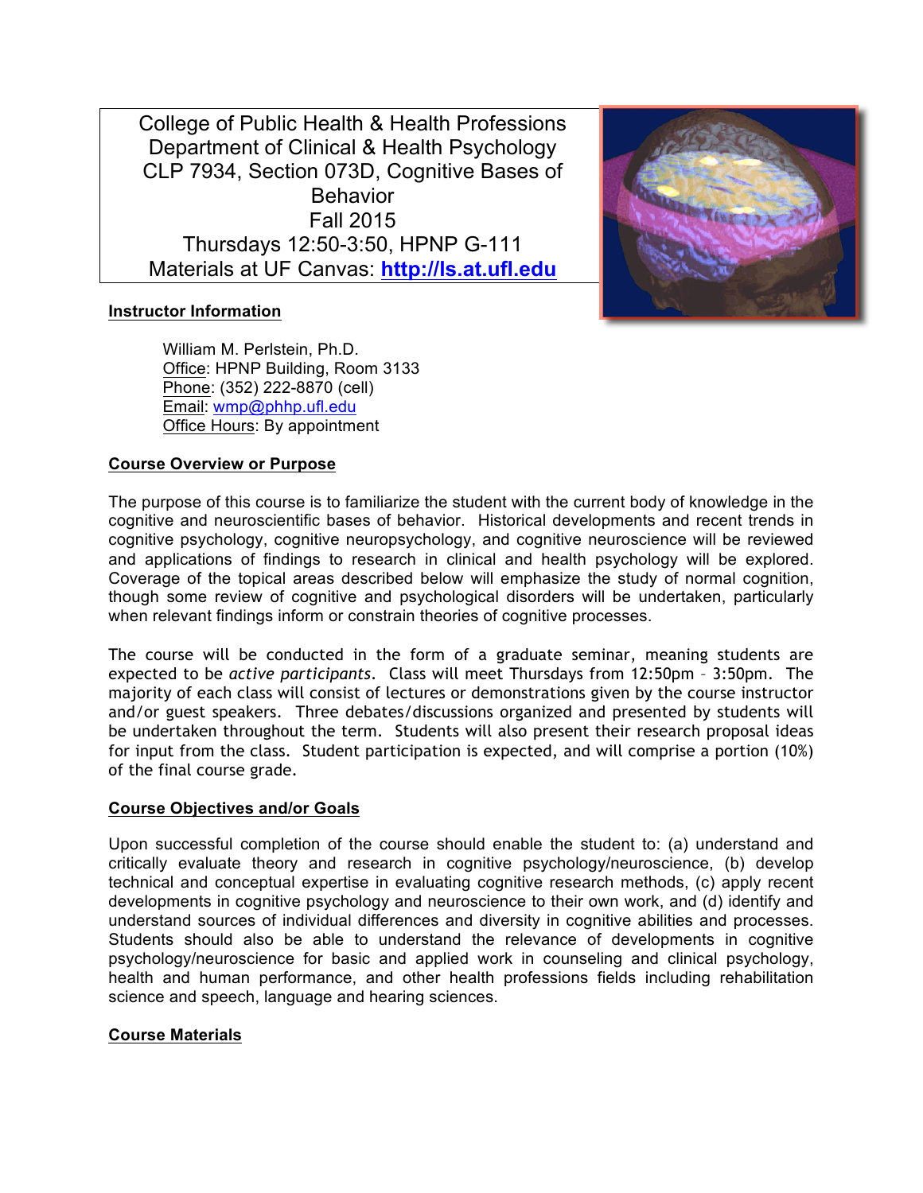College of Public Health & Health Professions
Department of Clinical & Health Psychology
CLP 7934, Section 073D, Cognitive Bases of Behavior
Fall 2015
Thursdays 12:50-3:50, HPNP G-111
Materials at UF Canvas: **http://ls.at.ufl.edu**

## Instructor Information

William M. Perlstein, Ph.D.
Office: HPNP Building, Room 3133
Phone: (352) 222-8870 (cell)
Email: wmp@phhp.ufl.edu
Office Hours: By appointment

## Course Overview or Purpose

The purpose of this course is to familiarize the student with the current body of knowledge in the cognitive and neuroscientific bases of behavior. Historical developments and recent trends in cognitive psychology, cognitive neuropsychology, and cognitive neuroscience will be reviewed and applications of findings to research in clinical and health psychology will be explored. Coverage of the topical areas described below will emphasize the study of normal cognition, though some review of cognitive and psychological disorders will be undertaken, particularly when relevant findings inform or constrain theories of cognitive processes.

The course will be conducted in the form of a graduate seminar, meaning students are expected to be *active participants*. Class will meet Thursdays from 12:50pm – 3:50pm. The majority of each class will consist of lectures or demonstrations given by the course instructor and/or guest speakers. Three debates/discussions organized and presented by students will be undertaken throughout the term. Students will also present their research proposal ideas for input from the class. Student participation is expected, and will comprise a portion (10%) of the final course grade.

## Course Objectives and/or Goals

Upon successful completion of the course should enable the student to: (a) understand and critically evaluate theory and research in cognitive psychology/neuroscience, (b) develop technical and conceptual expertise in evaluating cognitive research methods, (c) apply recent developments in cognitive psychology and neuroscience to their own work, and (d) identify and understand sources of individual differences and diversity in cognitive abilities and processes. Students should also be able to understand the relevance of developments in cognitive psychology/neuroscience for basic and applied work in counseling and clinical psychology, health and human performance, and other health professions fields including rehabilitation science and speech, language and hearing sciences.

## Course Materials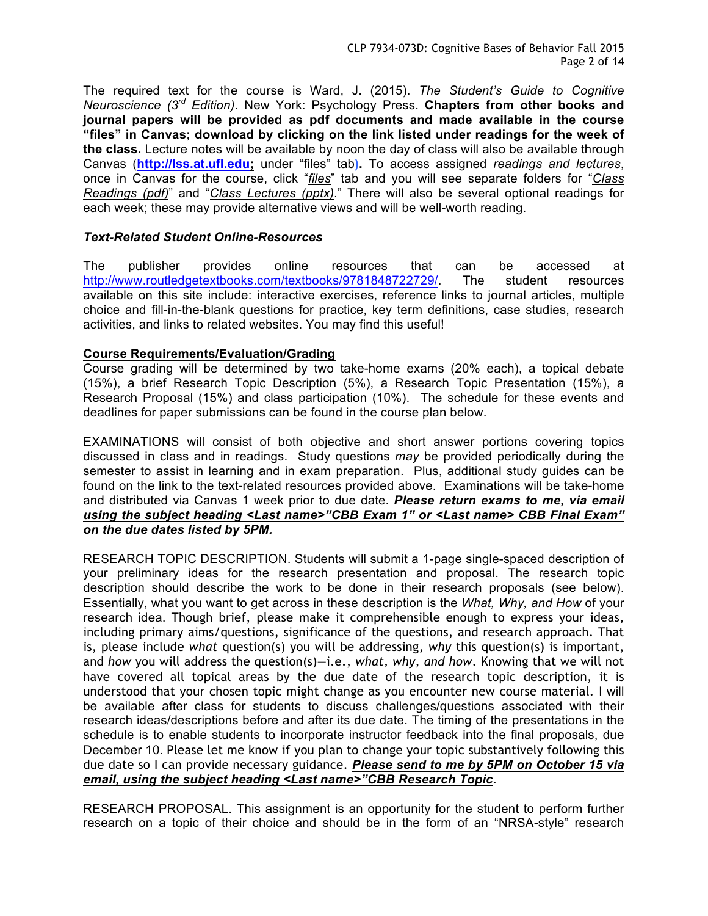The required text for the course is Ward, J. (2015). *The Student's Guide to Cognitive Neuroscience (3rd Edition)*. New York: Psychology Press. **Chapters from other books and journal papers will be provided as pdf documents and made available in the course "files" in Canvas; download by clicking on the link listed under readings for the week of the class.** Lecture notes will be available by noon the day of class will also be available through Canvas (**http://lss.at.ufl.edu;** under "files" tab**).** To access assigned *readings and lectures*, once in Canvas for the course, click "*files*" tab and you will see separate folders for "*Class Readings (pdf)*" and "*Class Lectures (pptx)*." There will also be several optional readings for each week; these may provide alternative views and will be well-worth reading.

### *Text-Related Student Online-Resources*

The publisher provides online resources that can be accessed at http://www.routledgetextbooks.com/textbooks/9781848722729/. The student resources available on this site include: interactive exercises, reference links to journal articles, multiple choice and fill-in-the-blank questions for practice, key term definitions, case studies, research activities, and links to related websites. You may find this useful!

### Course Requirements/Evaluation/Grading

Course grading will be determined by two take-home exams (20% each), a topical debate (15%), a brief Research Topic Description (5%), a Research Topic Presentation (15%), a Research Proposal (15%) and class participation (10%). The schedule for these events and deadlines for paper submissions can be found in the course plan below.

EXAMINATIONS will consist of both objective and short answer portions covering topics discussed in class and in readings. Study questions *may* be provided periodically during the semester to assist in learning and in exam preparation. Plus, additional study guides can be found on the link to the text-related resources provided above. Examinations will be take-home and distributed via Canvas 1 week prior to due date. ***Please return exams to me, via email using the subject heading <Last name>"CBB Exam 1" or <Last name> CBB Final Exam" on the due dates listed by 5PM.***

RESEARCH TOPIC DESCRIPTION. Students will submit a 1-page single-spaced description of your preliminary ideas for the research presentation and proposal. The research topic description should describe the work to be done in their research proposals (see below). Essentially, what you want to get across in these description is the *What, Why, and How* of your research idea. Though brief, please make it comprehensible enough to express your ideas, including primary aims/questions, significance of the questions, and research approach. That is, please include *what* question(s) you will be addressing, *why* this question(s) is important, and *how* you will address the question(s)—i.e., *what, why, and how*. Knowing that we will not have covered all topical areas by the due date of the research topic description, it is understood that your chosen topic might change as you encounter new course material. I will be available after class for students to discuss challenges/questions associated with their research ideas/descriptions before and after its due date. The timing of the presentations in the schedule is to enable students to incorporate instructor feedback into the final proposals, due December 10. Please let me know if you plan to change your topic substantively following this due date so I can provide necessary guidance. ***Please send to me by 5PM on October 15 via email, using the subject heading <Last name>"CBB Research Topic.***

RESEARCH PROPOSAL. This assignment is an opportunity for the student to perform further research on a topic of their choice and should be in the form of an "NRSA-style" research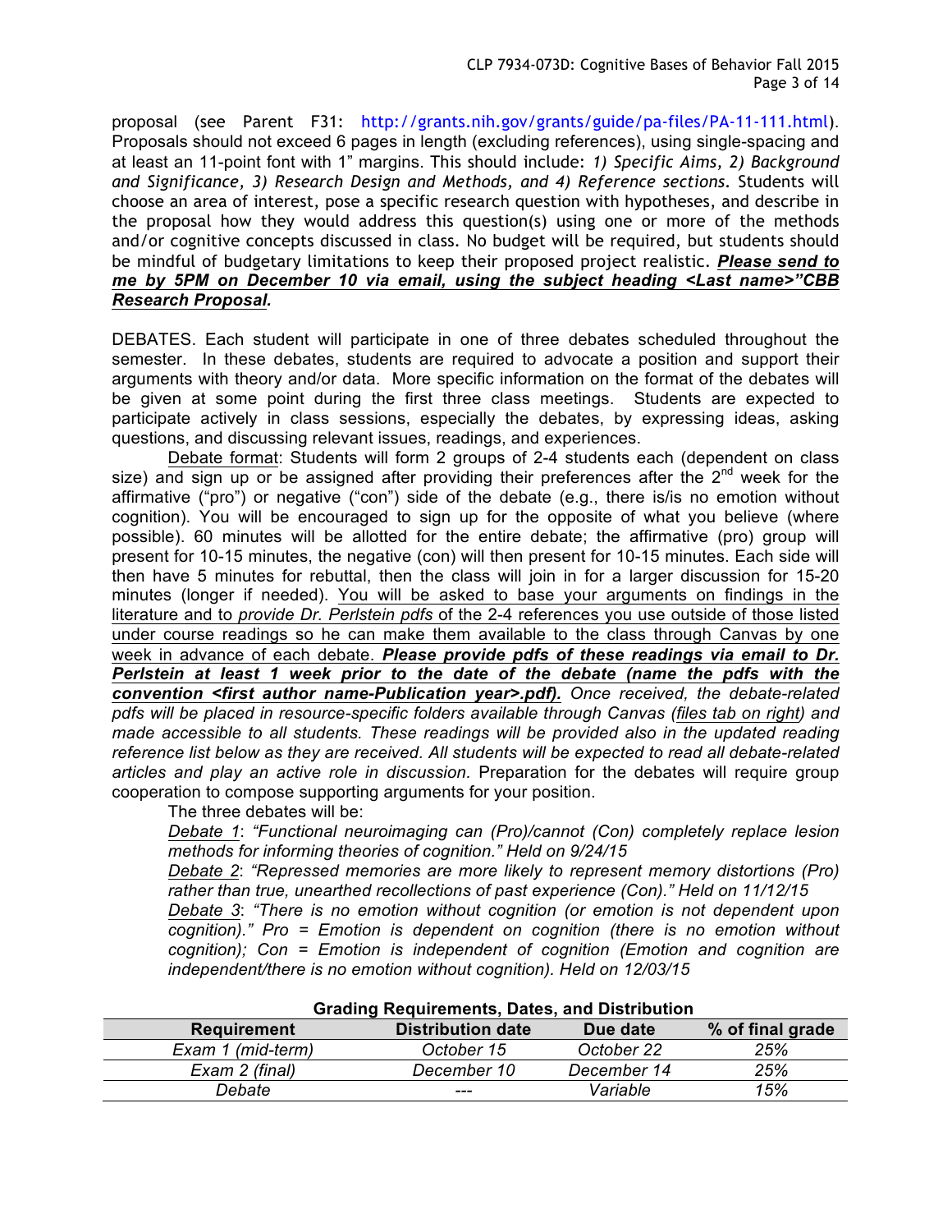proposal (see Parent F31: http://grants.nih.gov/grants/guide/pa-files/PA-11-111.html). Proposals should not exceed 6 pages in length (excluding references), using single-spacing and at least an 11-point font with 1" margins. This should include: *1) Specific Aims, 2) Background and Significance, 3) Research Design and Methods, and 4) Reference sections.* Students will choose an area of interest, pose a specific research question with hypotheses, and describe in the proposal how they would address this question(s) using one or more of the methods and/or cognitive concepts discussed in class. No budget will be required, but students should be mindful of budgetary limitations to keep their proposed project realistic. ***Please send to me by 5PM on December 10 via email, using the subject heading <Last name>"CBB Research Proposal.***

DEBATES. Each student will participate in one of three debates scheduled throughout the semester. In these debates, students are required to advocate a position and support their arguments with theory and/or data. More specific information on the format of the debates will be given at some point during the first three class meetings. Students are expected to participate actively in class sessions, especially the debates, by expressing ideas, asking questions, and discussing relevant issues, readings, and experiences.

Debate format: Students will form 2 groups of 2-4 students each (dependent on class size) and sign up or be assigned after providing their preferences after the 2nd week for the affirmative ("pro") or negative ("con") side of the debate (e.g., there is/is no emotion without cognition). You will be encouraged to sign up for the opposite of what you believe (where possible). 60 minutes will be allotted for the entire debate; the affirmative (pro) group will present for 10-15 minutes, the negative (con) will then present for 10-15 minutes. Each side will then have 5 minutes for rebuttal, then the class will join in for a larger discussion for 15-20 minutes (longer if needed). You will be asked to base your arguments on findings in the literature and to *provide Dr. Perlstein pdfs* of the 2-4 references you use outside of those listed under course readings so he can make them available to the class through Canvas by one week in advance of each debate. ***Please provide pdfs of these readings via email to Dr. Perlstein at least 1 week prior to the date of the debate (name the pdfs with the convention <first author name-Publication year>.pdf).*** *Once received, the debate-related pdfs will be placed in resource-specific folders available through Canvas (files tab on right) and made accessible to all students. These readings will be provided also in the updated reading reference list below as they are received. All students will be expected to read all debate-related articles and play an active role in discussion.* Preparation for the debates will require group cooperation to compose supporting arguments for your position.

The three debates will be:

*Debate 1: "Functional neuroimaging can (Pro)/cannot (Con) completely replace lesion methods for informing theories of cognition." Held on 9/24/15*

*Debate 2: "Repressed memories are more likely to represent memory distortions (Pro) rather than true, unearthed recollections of past experience (Con)." Held on 11/12/15*

*Debate 3: "There is no emotion without cognition (or emotion is not dependent upon cognition)." Pro = Emotion is dependent on cognition (there is no emotion without cognition); Con = Emotion is independent of cognition (Emotion and cognition are independent/there is no emotion without cognition). Held on 12/03/15*

**Grading Requirements, Dates, and Distribution**

| Requirement | Distribution date | Due date | % of final grade |
|---|---|---|---|
| *Exam 1 (mid-term)* | *October 15* | *October 22* | *25%* |
| *Exam 2 (final)* | *December 10* | *December 14* | *25%* |
| *Debate* | *---* | *Variable* | *15%* |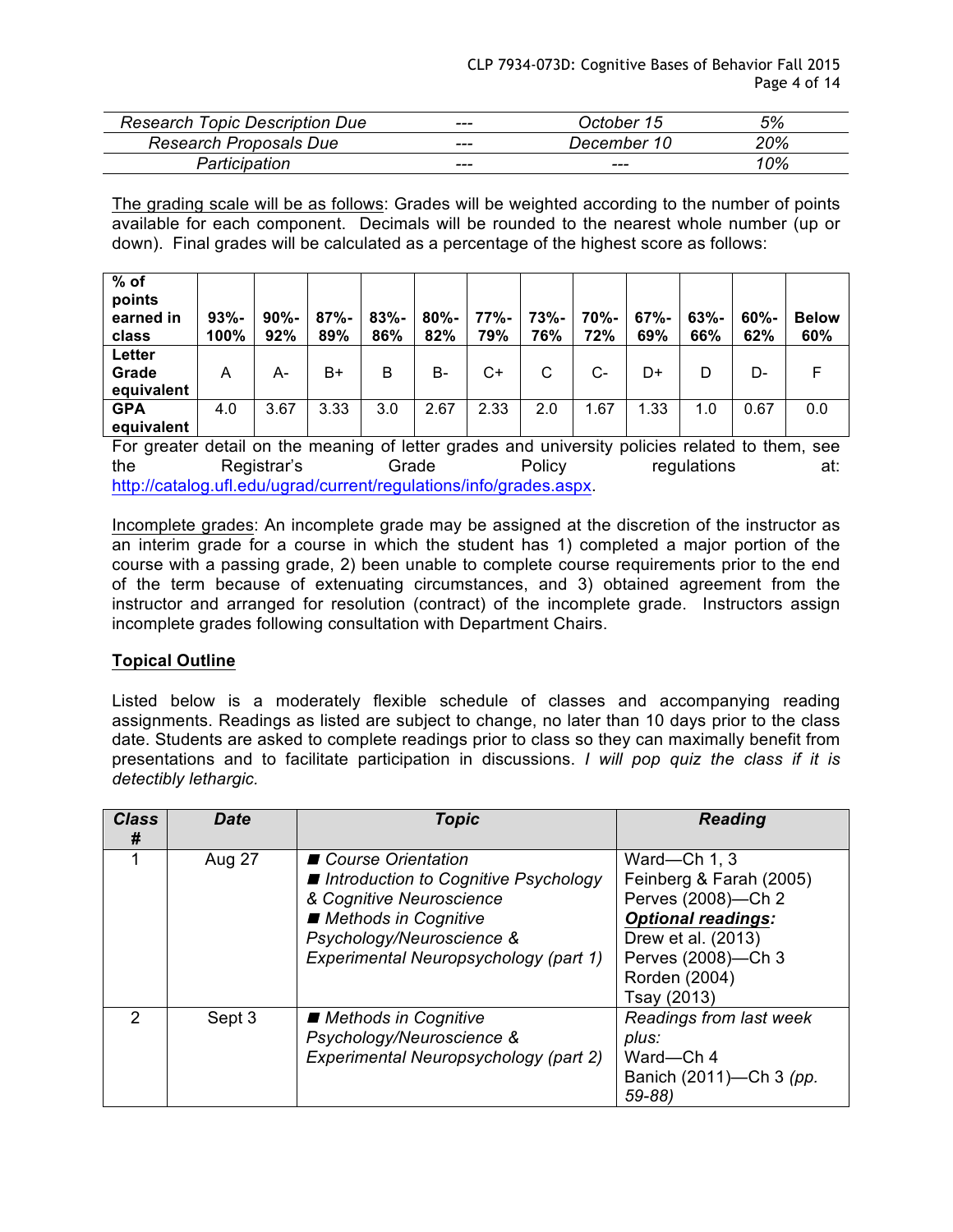| *Research Topic Description Due* | --- | *October 15* | *5%* |
|---|---|---|---|
| *Research Proposals Due* | --- | *December 10* | *20%* |
| *Participation* | --- | --- | *10%* |

The grading scale will be as follows: Grades will be weighted according to the number of points available for each component. Decimals will be rounded to the nearest whole number (up or down). Final grades will be calculated as a percentage of the highest score as follows:

| **% of points earned in class** | **93%-100%** | **90%-92%** | **87%-89%** | **83%-86%** | **80%-82%** | **77%-79%** | **73%-76%** | **70%-72%** | **67%-69%** | **63%-66%** | **60%-62%** | **Below 60%** |
|---|---|---|---|---|---|---|---|---|---|---|---|---|
| **Letter Grade equivalent** | A | A- | B+ | B | B- | C+ | C | C- | D+ | D | D- | F |
| **GPA equivalent** | 4.0 | 3.67 | 3.33 | 3.0 | 2.67 | 2.33 | 2.0 | 1.67 | 1.33 | 1.0 | 0.67 | 0.0 |

For greater detail on the meaning of letter grades and university policies related to them, see the Registrar's Grade Policy regulations at: http://catalog.ufl.edu/ugrad/current/regulations/info/grades.aspx.

Incomplete grades: An incomplete grade may be assigned at the discretion of the instructor as an interim grade for a course in which the student has 1) completed a major portion of the course with a passing grade, 2) been unable to complete course requirements prior to the end of the term because of extenuating circumstances, and 3) obtained agreement from the instructor and arranged for resolution (contract) of the incomplete grade. Instructors assign incomplete grades following consultation with Department Chairs.

## Topical Outline

Listed below is a moderately flexible schedule of classes and accompanying reading assignments. Readings as listed are subject to change, no later than 10 days prior to the class date. Students are asked to complete readings prior to class so they can maximally benefit from presentations and to facilitate participation in discussions. *I will pop quiz the class if it is detectibly lethargic.*

| ***Class #*** | ***Date*** | ***Topic*** | ***Reading*** |
|---|---|---|---|
| 1 | Aug 27 | ■ *Course Orientation*<br>■ *Introduction to Cognitive Psychology & Cognitive Neuroscience*<br>■ *Methods in Cognitive Psychology/Neuroscience & Experimental Neuropsychology (part 1)* | Ward—Ch 1, 3<br>Feinberg & Farah (2005)<br>Perves (2008)—Ch 2<br>***Optional readings:***<br>Drew et al. (2013)<br>Perves (2008)—Ch 3<br>Rorden (2004)<br>Tsay (2013) |
| 2 | Sept 3 | ■ *Methods in Cognitive Psychology/Neuroscience & Experimental Neuropsychology (part 2)* | *Readings from last week plus:*<br>Ward—Ch 4<br>Banich (2011)—Ch 3 *(pp. 59-88)* |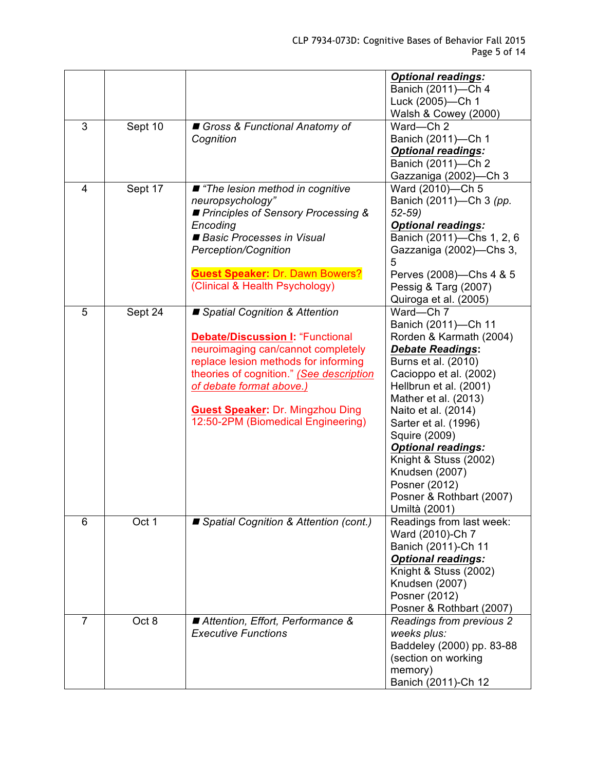| | | | |
|---|---|---|---|
| | | | ***Optional readings:*** <br> Banich (2011)—Ch 4 <br> Luck (2005)—Ch 1 <br> Walsh & Cowey (2000) |
| 3 | Sept 10 | ■ *Gross & Functional Anatomy of Cognition* | Ward—Ch 2 <br> Banich (2011)—Ch 1 <br> ***Optional readings:*** <br> Banich (2011)—Ch 2 <br> Gazzaniga (2002)—Ch 3 |
| 4 | Sept 17 | ■ *"The lesion method in cognitive neuropsychology"* <br> ■ *Principles of Sensory Processing & Encoding* <br> ■ *Basic Processes in Visual Perception/Cognition* <br><br> **Guest Speaker:** Dr. Dawn Bowers? (Clinical & Health Psychology) | Ward (2010)—Ch 5 <br> Banich (2011)—Ch 3 *(pp. 52-59)* <br> ***Optional readings:*** <br> Banich (2011)—Chs 1, 2, 6 <br> Gazzaniga (2002)—Chs 3, 5 <br> Perves (2008)—Chs 4 & 5 <br> Pessig & Targ (2007) <br> Quiroga et al. (2005) |
| 5 | Sept 24 | ■ *Spatial Cognition & Attention* <br><br> **Debate/Discussion I:** "Functional neuroimaging can/cannot completely replace lesion methods for informing theories of cognition." *(See description of debate format above.)* <br><br> **Guest Speaker:** Dr. Mingzhou Ding 12:50-2PM (Biomedical Engineering) | Ward—Ch 7 <br> Banich (2011)—Ch 11 <br> Rorden & Karmath (2004) <br> ***Debate Readings:*** <br> Burns et al. (2010) <br> Cacioppo et al. (2002) <br> Hellbrun et al. (2001) <br> Mather et al. (2013) <br> Naito et al. (2014) <br> Sarter et al. (1996) <br> Squire (2009) <br> ***Optional readings:*** <br> Knight & Stuss (2002) <br> Knudsen (2007) <br> Posner (2012) <br> Posner & Rothbart (2007) <br> Umiltà (2001) |
| 6 | Oct 1 | ■ *Spatial Cognition & Attention (cont.)* | Readings from last week: <br> Ward (2010)-Ch 7 <br> Banich (2011)-Ch 11 <br> ***Optional readings:*** <br> Knight & Stuss (2002) <br> Knudsen (2007) <br> Posner (2012) <br> Posner & Rothbart (2007) |
| 7 | Oct 8 | ■ *Attention, Effort, Performance & Executive Functions* | *Readings from previous 2 weeks plus:* <br> Baddeley (2000) pp. 83-88 (section on working memory) <br> Banich (2011)-Ch 12 |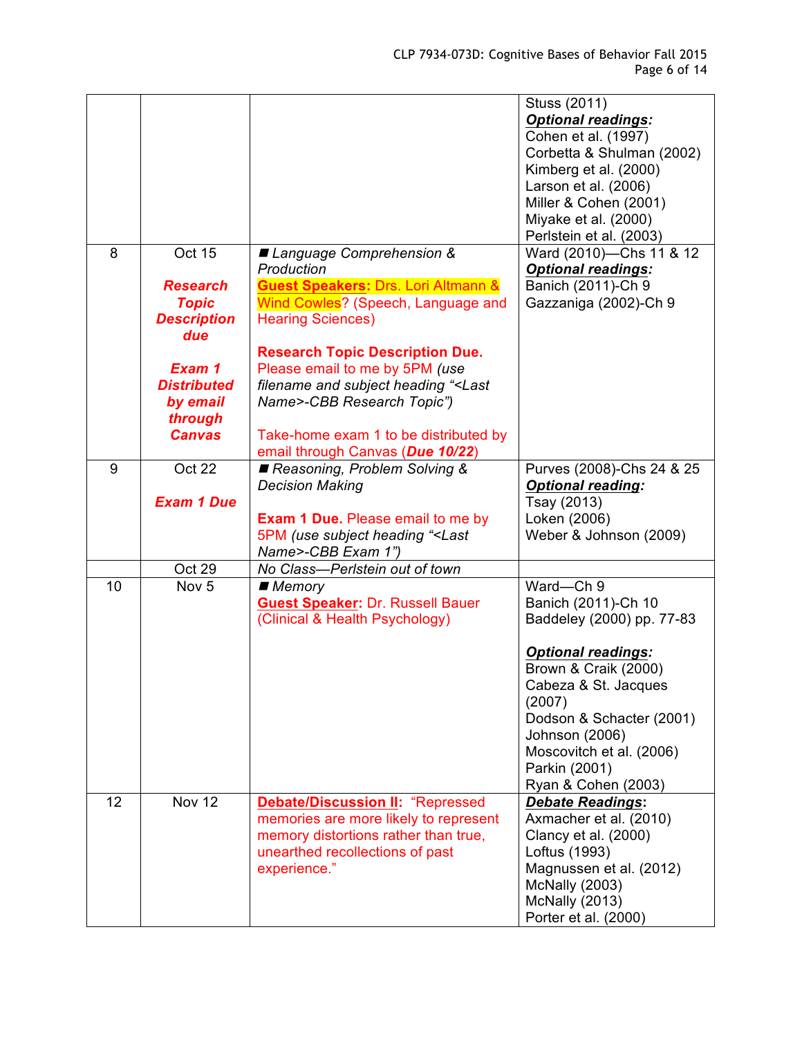| | | | |
|---|---|---|---|
| | | | Stuss (2011)<br>***Optional readings:***<br>Cohen et al. (1997)<br>Corbetta & Shulman (2002)<br>Kimberg et al. (2000)<br>Larson et al. (2006)<br>Miller & Cohen (2001)<br>Miyake et al. (2000)<br>Perlstein et al. (2003) |
| 8 | Oct 15<br><br>***Research Topic Description due***<br><br>***Exam 1 Distributed by email through Canvas*** | ■ *Language Comprehension & Production*<br>**Guest Speakers:** Drs. Lori Altmann & Wind Cowles? (Speech, Language and Hearing Sciences)<br><br>**Research Topic Description Due.** Please email to me by 5PM *(use filename and subject heading "<Last Name>-CBB Research Topic")*<br><br>Take-home exam 1 to be distributed by email through Canvas (***Due 10/22***) | Ward (2010)—Chs 11 & 12<br>***Optional readings:***<br>Banich (2011)-Ch 9<br>Gazzaniga (2002)-Ch 9 |
| 9 | Oct 22<br><br>***Exam 1 Due*** | ■ *Reasoning, Problem Solving & Decision Making*<br><br>**Exam 1 Due.** Please email to me by 5PM *(use subject heading "<Last Name>-CBB Exam 1")* | Purves (2008)-Chs 24 & 25<br>***Optional reading:***<br>Tsay (2013)<br>Loken (2006)<br>Weber & Johnson (2009) |
| | Oct 29 | *No Class—Perlstein out of town* | |
| 10 | Nov 5 | ■ *Memory*<br>**Guest Speaker:** Dr. Russell Bauer (Clinical & Health Psychology) | Ward—Ch 9<br>Banich (2011)-Ch 10<br>Baddeley (2000) pp. 77-83<br><br>***Optional readings:***<br>Brown & Craik (2000)<br>Cabeza & St. Jacques (2007)<br>Dodson & Schacter (2001)<br>Johnson (2006)<br>Moscovitch et al. (2006)<br>Parkin (2001)<br>Ryan & Cohen (2003) |
| 12 | Nov 12 | **Debate/Discussion II:** "Repressed memories are more likely to represent memory distortions rather than true, unearthed recollections of past experience." | ***Debate Readings*:**<br>Axmacher et al. (2010)<br>Clancy et al. (2000)<br>Loftus (1993)<br>Magnussen et al. (2012)<br>McNally (2003)<br>McNally (2013)<br>Porter et al. (2000) |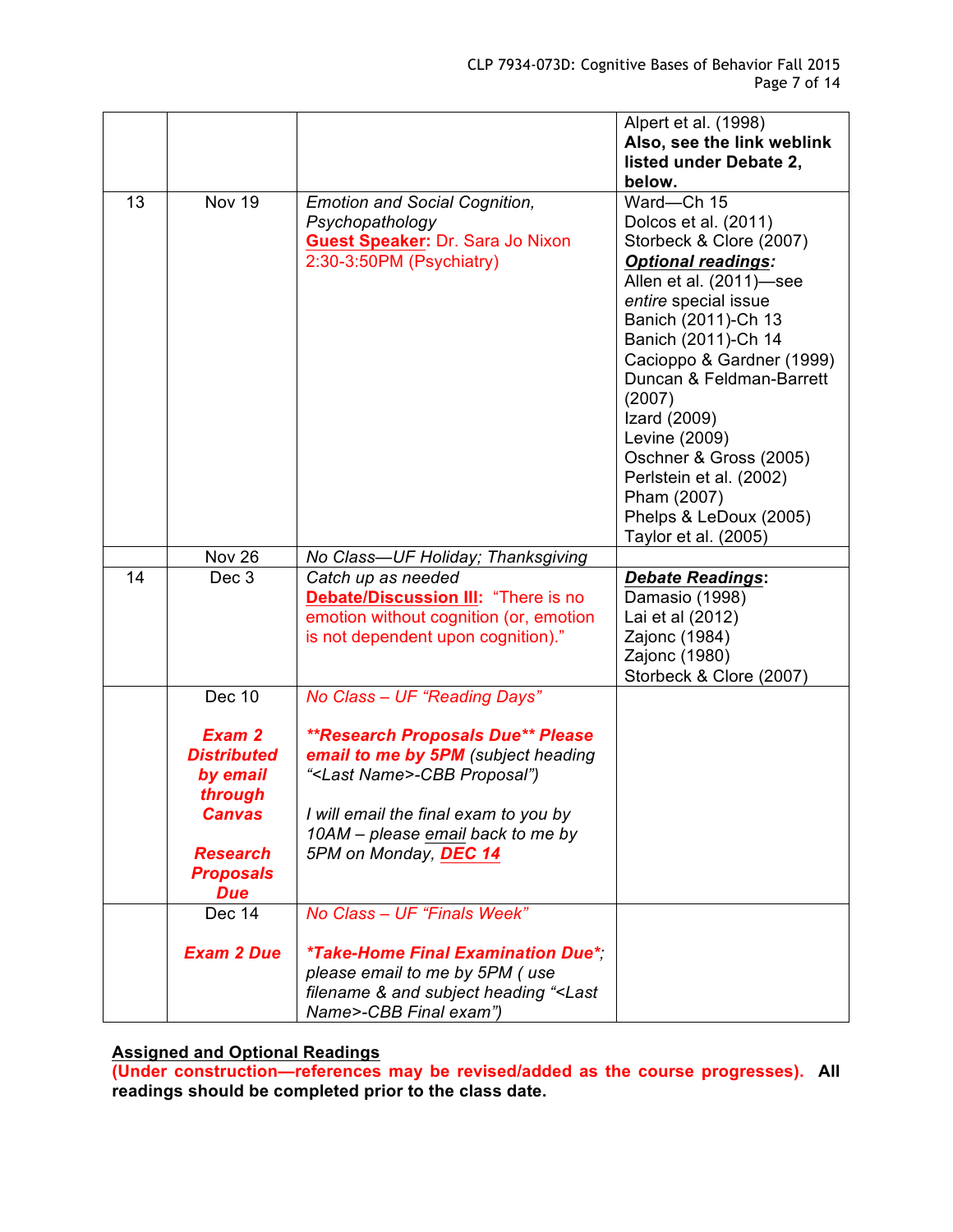| | | | |
|---|---|---|---|
| | | | Alpert et al. (1998) **Also, see the link weblink listed under Debate 2, below.** |
| 13 | Nov 19 | *Emotion and Social Cognition, Psychopathology* **Guest Speaker:** Dr. Sara Jo Nixon 2:30-3:50PM (Psychiatry) | Ward—Ch 15<br>Dolcos et al. (2011)<br>Storbeck & Clore (2007)<br>***Optional readings:***<br>Allen et al. (2011)—see *entire* special issue<br>Banich (2011)-Ch 13<br>Banich (2011)-Ch 14<br>Cacioppo & Gardner (1999)<br>Duncan & Feldman-Barrett (2007)<br>Izard (2009)<br>Levine (2009)<br>Oschner & Gross (2005)<br>Perlstein et al. (2002)<br>Pham (2007)<br>Phelps & LeDoux (2005)<br>Taylor et al. (2005) |
| | Nov 26 | *No Class—UF Holiday; Thanksgiving* | |
| 14 | Dec 3 | *Catch up as needed*<br>**Debate/Discussion III:** "There is no emotion without cognition (or, emotion is not dependent upon cognition)." | ***Debate Readings:***<br>Damasio (1998)<br>Lai et al (2012)<br>Zajonc (1984)<br>Zajonc (1980)<br>Storbeck & Clore (2007) |
| | Dec 10<br><br>***Exam 2 Distributed by email through Canvas***<br><br>***Research Proposals Due*** | *No Class – UF "Reading Days"*<br><br>***\*\*Research Proposals Due\*\* Please email to me by 5PM*** *(subject heading "<Last Name>-CBB Proposal")*<br><br>*I will email the final exam to you by 10AM – please email back to me by 5PM on Monday,* ***DEC 14*** | |
| | Dec 14<br><br>***Exam 2 Due*** | *No Class – UF "Finals Week"*<br><br>***\*Take-Home Final Examination Due\****; *please email to me by 5PM ( use filename & and subject heading "<Last Name>-CBB Final exam")* | |

**Assigned and Optional Readings**

**(Under construction—references may be revised/added as the course progresses). All readings should be completed prior to the class date.**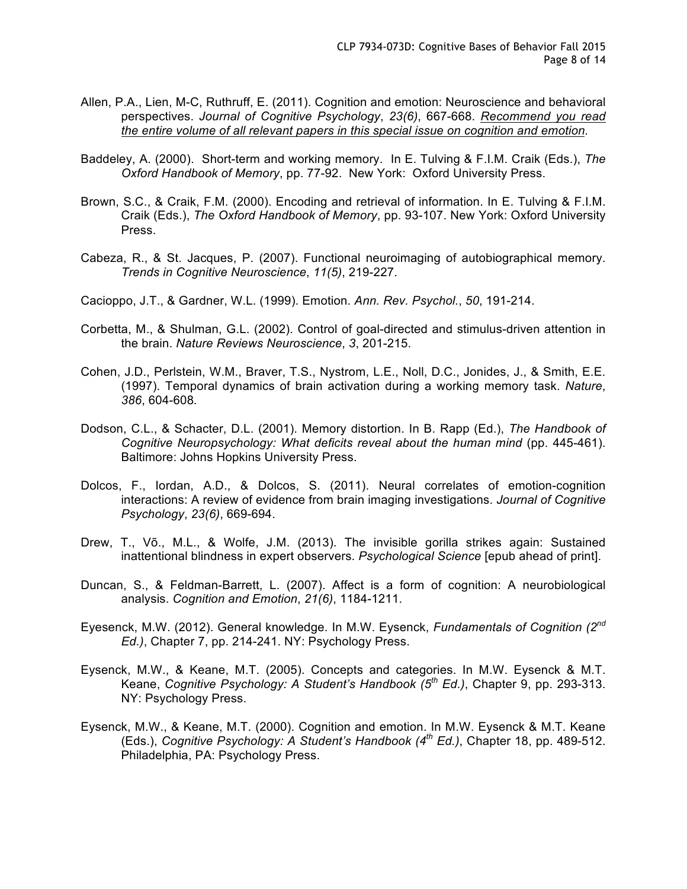Allen, P.A., Lien, M-C, Ruthruff, E. (2011). Cognition and emotion: Neuroscience and behavioral perspectives. *Journal of Cognitive Psychology*, *23(6)*, 667-668. _Recommend you read the entire volume of all relevant papers in this special issue on cognition and emotion_.

Baddeley, A. (2000). Short-term and working memory. In E. Tulving & F.I.M. Craik (Eds.), *The Oxford Handbook of Memory*, pp. 77-92. New York: Oxford University Press.

Brown, S.C., & Craik, F.M. (2000). Encoding and retrieval of information. In E. Tulving & F.I.M. Craik (Eds.), *The Oxford Handbook of Memory*, pp. 93-107. New York: Oxford University Press.

Cabeza, R., & St. Jacques, P. (2007). Functional neuroimaging of autobiographical memory. *Trends in Cognitive Neuroscience*, *11(5)*, 219-227.

Cacioppo, J.T., & Gardner, W.L. (1999). Emotion. *Ann. Rev. Psychol.*, *50*, 191-214.

Corbetta, M., & Shulman, G.L. (2002). Control of goal-directed and stimulus-driven attention in the brain. *Nature Reviews Neuroscience*, *3*, 201-215.

Cohen, J.D., Perlstein, W.M., Braver, T.S., Nystrom, L.E., Noll, D.C., Jonides, J., & Smith, E.E. (1997). Temporal dynamics of brain activation during a working memory task. *Nature*, *386*, 604-608.

Dodson, C.L., & Schacter, D.L. (2001). Memory distortion. In B. Rapp (Ed.), *The Handbook of Cognitive Neuropsychology: What deficits reveal about the human mind* (pp. 445-461). Baltimore: Johns Hopkins University Press.

Dolcos, F., Iordan, A.D., & Dolcos, S. (2011). Neural correlates of emotion-cognition interactions: A review of evidence from brain imaging investigations. *Journal of Cognitive Psychology*, *23(6)*, 669-694.

Drew, T., Võ., M.L., & Wolfe, J.M. (2013). The invisible gorilla strikes again: Sustained inattentional blindness in expert observers. *Psychological Science* [epub ahead of print].

Duncan, S., & Feldman-Barrett, L. (2007). Affect is a form of cognition: A neurobiological analysis. *Cognition and Emotion*, *21(6)*, 1184-1211.

Eyesenck, M.W. (2012). General knowledge. In M.W. Eysenck, *Fundamentals of Cognition (2nd Ed.)*, Chapter 7, pp. 214-241. NY: Psychology Press.

Eysenck, M.W., & Keane, M.T. (2005). Concepts and categories. In M.W. Eysenck & M.T. Keane, *Cognitive Psychology: A Student's Handbook (5th Ed.)*, Chapter 9, pp. 293-313. NY: Psychology Press.

Eysenck, M.W., & Keane, M.T. (2000). Cognition and emotion. In M.W. Eysenck & M.T. Keane (Eds.), *Cognitive Psychology: A Student's Handbook (4th Ed.)*, Chapter 18, pp. 489-512. Philadelphia, PA: Psychology Press.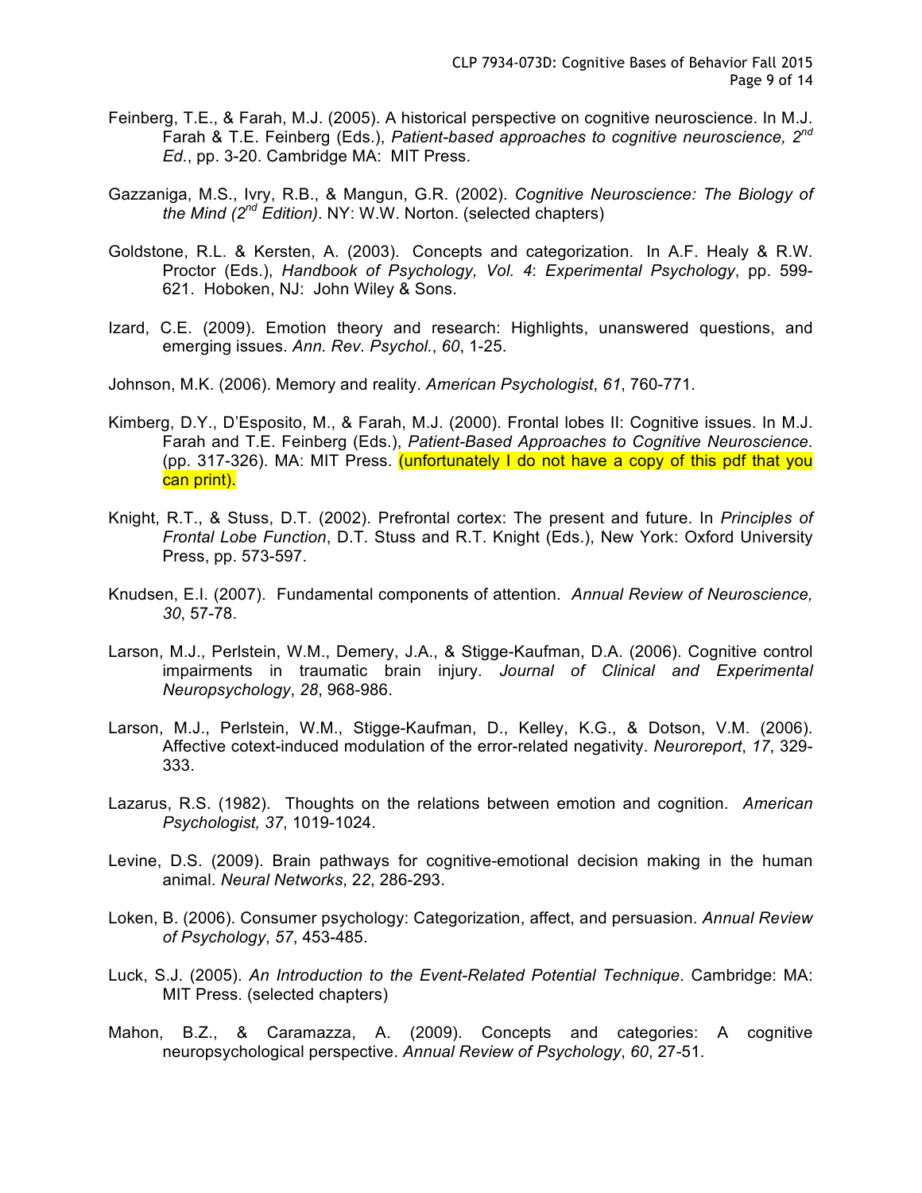Feinberg, T.E., & Farah, M.J. (2005). A historical perspective on cognitive neuroscience. In M.J. Farah & T.E. Feinberg (Eds.), *Patient-based approaches to cognitive neuroscience, 2nd Ed.*, pp. 3-20. Cambridge MA: MIT Press.

Gazzaniga, M.S., Ivry, R.B., & Mangun, G.R. (2002). *Cognitive Neuroscience: The Biology of the Mind (2nd Edition)*. NY: W.W. Norton. (selected chapters)

Goldstone, R.L. & Kersten, A. (2003). Concepts and categorization. In A.F. Healy & R.W. Proctor (Eds.), *Handbook of Psychology, Vol. 4*: *Experimental Psychology*, pp. 599-621. Hoboken, NJ: John Wiley & Sons.

Izard, C.E. (2009). Emotion theory and research: Highlights, unanswered questions, and emerging issues. *Ann. Rev. Psychol.*, *60*, 1-25.

Johnson, M.K. (2006). Memory and reality. *American Psychologist*, *61*, 760-771.

Kimberg, D.Y., D'Esposito, M., & Farah, M.J. (2000). Frontal lobes II: Cognitive issues. In M.J. Farah and T.E. Feinberg (Eds.), *Patient-Based Approaches to Cognitive Neuroscience*. (pp. 317-326). MA: MIT Press. (unfortunately I do not have a copy of this pdf that you can print).

Knight, R.T., & Stuss, D.T. (2002). Prefrontal cortex: The present and future. In *Principles of Frontal Lobe Function*, D.T. Stuss and R.T. Knight (Eds.), New York: Oxford University Press, pp. 573-597.

Knudsen, E.I. (2007). Fundamental components of attention. *Annual Review of Neuroscience, 30*, 57-78.

Larson, M.J., Perlstein, W.M., Demery, J.A., & Stigge-Kaufman, D.A. (2006). Cognitive control impairments in traumatic brain injury. *Journal of Clinical and Experimental Neuropsychology*, *28*, 968-986.

Larson, M.J., Perlstein, W.M., Stigge-Kaufman, D., Kelley, K.G., & Dotson, V.M. (2006). Affective cotext-induced modulation of the error-related negativity. *Neuroreport*, *17*, 329-333.

Lazarus, R.S. (1982). Thoughts on the relations between emotion and cognition. *American Psychologist, 37*, 1019-1024.

Levine, D.S. (2009). Brain pathways for cognitive-emotional decision making in the human animal. *Neural Networks*, *22*, 286-293.

Loken, B. (2006). Consumer psychology: Categorization, affect, and persuasion. *Annual Review of Psychology*, *57*, 453-485.

Luck, S.J. (2005). *An Introduction to the Event-Related Potential Technique*. Cambridge: MA: MIT Press. (selected chapters)

Mahon, B.Z., & Caramazza, A. (2009). Concepts and categories: A cognitive neuropsychological perspective. *Annual Review of Psychology*, *60*, 27-51.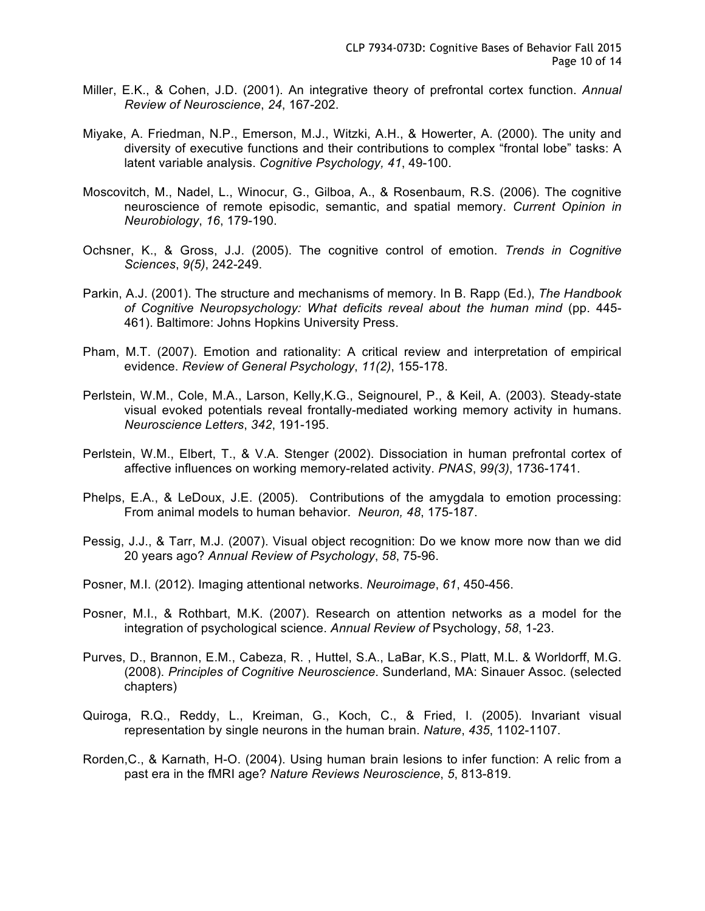Miller, E.K., & Cohen, J.D. (2001). An integrative theory of prefrontal cortex function. *Annual Review of Neuroscience*, *24*, 167-202.

Miyake, A. Friedman, N.P., Emerson, M.J., Witzki, A.H., & Howerter, A. (2000). The unity and diversity of executive functions and their contributions to complex "frontal lobe" tasks: A latent variable analysis. *Cognitive Psychology, 41*, 49-100.

Moscovitch, M., Nadel, L., Winocur, G., Gilboa, A., & Rosenbaum, R.S. (2006). The cognitive neuroscience of remote episodic, semantic, and spatial memory. *Current Opinion in Neurobiology*, *16*, 179-190.

Ochsner, K., & Gross, J.J. (2005). The cognitive control of emotion. *Trends in Cognitive Sciences*, *9(5)*, 242-249.

Parkin, A.J. (2001). The structure and mechanisms of memory. In B. Rapp (Ed.), *The Handbook of Cognitive Neuropsychology: What deficits reveal about the human mind* (pp. 445-461). Baltimore: Johns Hopkins University Press.

Pham, M.T. (2007). Emotion and rationality: A critical review and interpretation of empirical evidence. *Review of General Psychology*, *11(2)*, 155-178.

Perlstein, W.M., Cole, M.A., Larson, Kelly,K.G., Seignourel, P., & Keil, A. (2003). Steady-state visual evoked potentials reveal frontally-mediated working memory activity in humans. *Neuroscience Letters*, *342*, 191-195.

Perlstein, W.M., Elbert, T., & V.A. Stenger (2002). Dissociation in human prefrontal cortex of affective influences on working memory-related activity. *PNAS*, *99(3)*, 1736-1741.

Phelps, E.A., & LeDoux, J.E. (2005). Contributions of the amygdala to emotion processing: From animal models to human behavior. *Neuron, 48*, 175-187.

Pessig, J.J., & Tarr, M.J. (2007). Visual object recognition: Do we know more now than we did 20 years ago? *Annual Review of Psychology*, *58*, 75-96.

Posner, M.I. (2012). Imaging attentional networks. *Neuroimage*, *61*, 450-456.

Posner, M.I., & Rothbart, M.K. (2007). Research on attention networks as a model for the integration of psychological science. *Annual Review of* Psychology, *58*, 1-23.

Purves, D., Brannon, E.M., Cabeza, R. , Huttel, S.A., LaBar, K.S., Platt, M.L. & Worldorff, M.G. (2008). *Principles of Cognitive Neuroscience*. Sunderland, MA: Sinauer Assoc. (selected chapters)

Quiroga, R.Q., Reddy, L., Kreiman, G., Koch, C., & Fried, I. (2005). Invariant visual representation by single neurons in the human brain. *Nature*, *435*, 1102-1107.

Rorden,C., & Karnath, H-O. (2004). Using human brain lesions to infer function: A relic from a past era in the fMRI age? *Nature Reviews Neuroscience*, *5*, 813-819.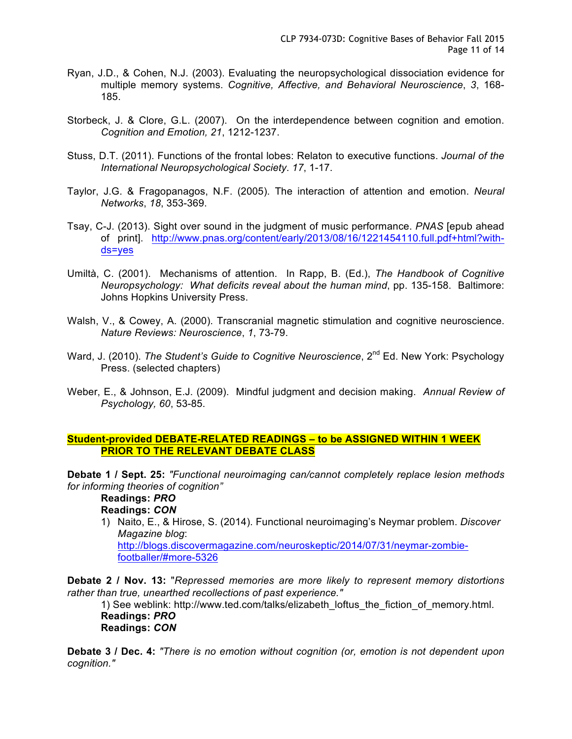Ryan, J.D., & Cohen, N.J. (2003). Evaluating the neuropsychological dissociation evidence for multiple memory systems. *Cognitive, Affective, and Behavioral Neuroscience*, *3*, 168-185.

Storbeck, J. & Clore, G.L. (2007). On the interdependence between cognition and emotion. *Cognition and Emotion, 21*, 1212-1237.

Stuss, D.T. (2011). Functions of the frontal lobes: Relaton to executive functions. *Journal of the International Neuropsychological Society*. *17*, 1-17.

Taylor, J.G. & Fragopanagos, N.F. (2005). The interaction of attention and emotion. *Neural Networks*, *18*, 353-369.

Tsay, C-J. (2013). Sight over sound in the judgment of music performance. *PNAS* [epub ahead of print]. http://www.pnas.org/content/early/2013/08/16/1221454110.full.pdf+html?with-ds=yes

Umiltà, C. (2001). Mechanisms of attention. In Rapp, B. (Ed.), *The Handbook of Cognitive Neuropsychology: What deficits reveal about the human mind*, pp. 135-158. Baltimore: Johns Hopkins University Press.

Walsh, V., & Cowey, A. (2000). Transcranial magnetic stimulation and cognitive neuroscience. *Nature Reviews: Neuroscience*, *1*, 73-79.

Ward, J. (2010). *The Student's Guide to Cognitive Neuroscience*, 2nd Ed. New York: Psychology Press. (selected chapters)

Weber, E., & Johnson, E.J. (2009). Mindful judgment and decision making. *Annual Review of Psychology, 60*, 53-85.

**Student-provided DEBATE-RELATED READINGS – to be ASSIGNED WITHIN 1 WEEK PRIOR TO THE RELEVANT DEBATE CLASS**

**Debate 1 / Sept. 25:** *"Functional neuroimaging can/cannot completely replace lesion methods for informing theories of cognition"*

**Readings: *PRO***

**Readings: *CON***

1) Naito, E., & Hirose, S. (2014). Functional neuroimaging's Neymar problem. *Discover Magazine blog*: http://blogs.discovermagazine.com/neuroskeptic/2014/07/31/neymar-zombie-footballer/#more-5326

**Debate 2 / Nov. 13:** "*Repressed memories are more likely to represent memory distortions rather than true, unearthed recollections of past experience."*

1) See weblink: http://www.ted.com/talks/elizabeth_loftus_the_fiction_of_memory.html.

**Readings: *PRO***

**Readings: *CON***

**Debate 3 / Dec. 4:** *"There is no emotion without cognition (or, emotion is not dependent upon cognition."*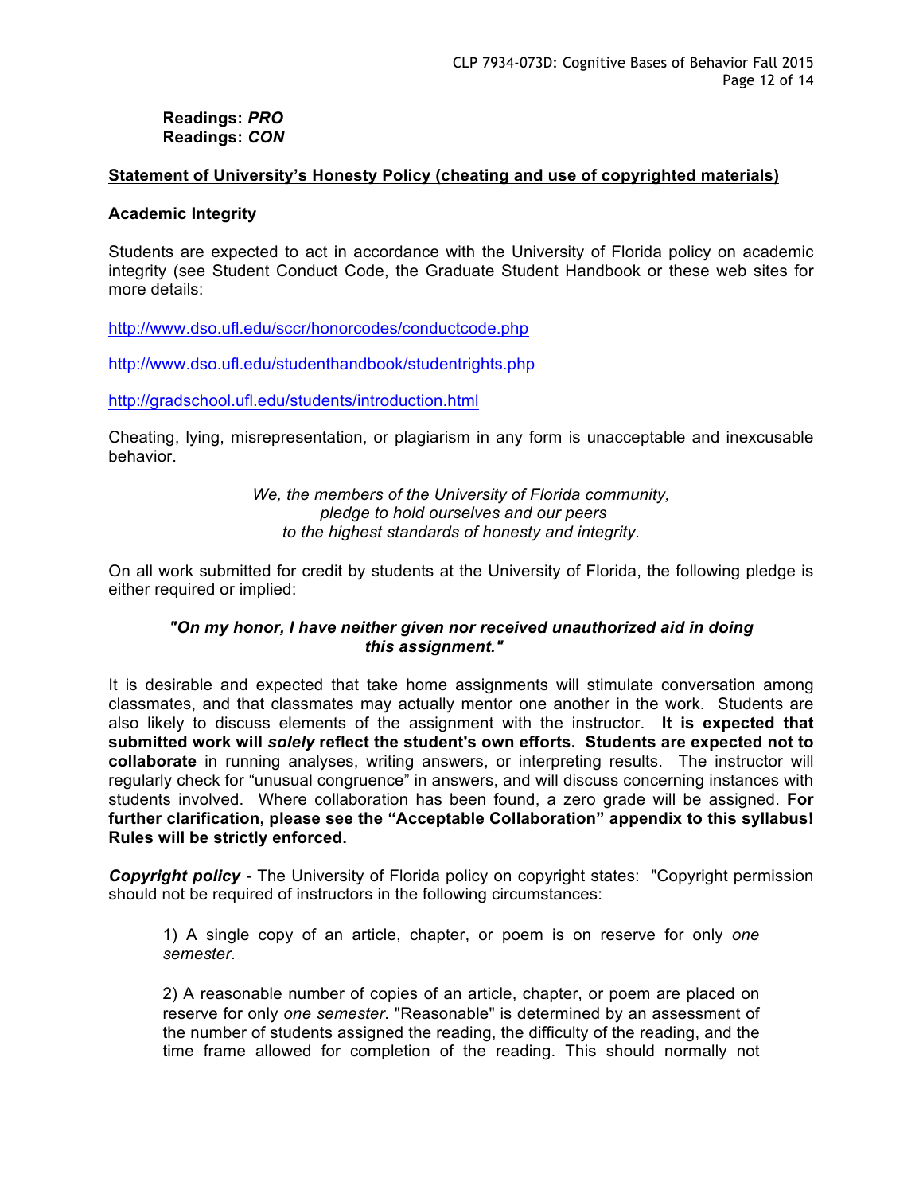**Readings: *PRO***
**Readings: *CON***

## Statement of University's Honesty Policy (cheating and use of copyrighted materials)

### Academic Integrity

Students are expected to act in accordance with the University of Florida policy on academic integrity (see Student Conduct Code, the Graduate Student Handbook or these web sites for more details:

http://www.dso.ufl.edu/sccr/honorcodes/conductcode.php

http://www.dso.ufl.edu/studenthandbook/studentrights.php

http://gradschool.ufl.edu/students/introduction.html

Cheating, lying, misrepresentation, or plagiarism in any form is unacceptable and inexcusable behavior.

*We, the members of the University of Florida community,*
*pledge to hold ourselves and our peers*
*to the highest standards of honesty and integrity.*

On all work submitted for credit by students at the University of Florida, the following pledge is either required or implied:

***"On my honor, I have neither given nor received unauthorized aid in doing this assignment."***

It is desirable and expected that take home assignments will stimulate conversation among classmates, and that classmates may actually mentor one another in the work. Students are also likely to discuss elements of the assignment with the instructor. **It is expected that submitted work will *solely* reflect the student's own efforts. Students are expected not to collaborate** in running analyses, writing answers, or interpreting results. The instructor will regularly check for "unusual congruence" in answers, and will discuss concerning instances with students involved. Where collaboration has been found, a zero grade will be assigned. **For further clarification, please see the "Acceptable Collaboration" appendix to this syllabus! Rules will be strictly enforced.**

***Copyright policy*** - The University of Florida policy on copyright states: "Copyright permission should not be required of instructors in the following circumstances:

1) A single copy of an article, chapter, or poem is on reserve for only *one semester*.

2) A reasonable number of copies of an article, chapter, or poem are placed on reserve for only *one semester*. "Reasonable" is determined by an assessment of the number of students assigned the reading, the difficulty of the reading, and the time frame allowed for completion of the reading. This should normally not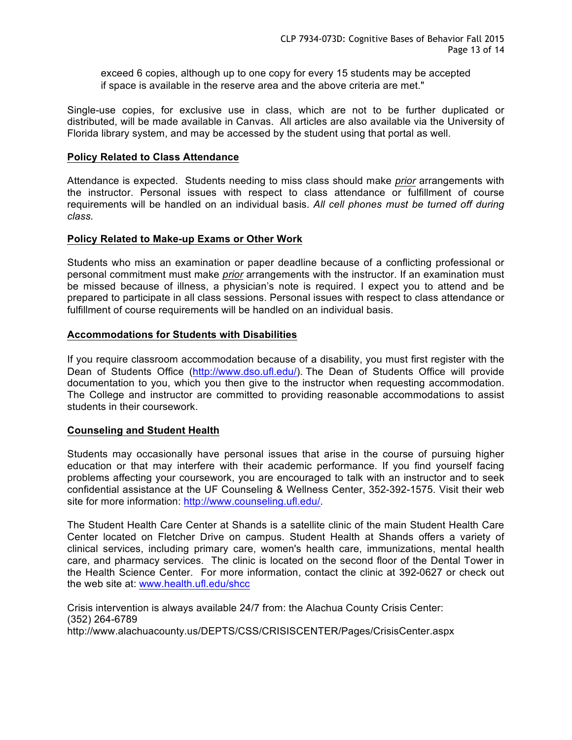exceed 6 copies, although up to one copy for every 15 students may be accepted if space is available in the reserve area and the above criteria are met."

Single-use copies, for exclusive use in class, which are not to be further duplicated or distributed, will be made available in Canvas. All articles are also available via the University of Florida library system, and may be accessed by the student using that portal as well.

**Policy Related to Class Attendance**

Attendance is expected. Students needing to miss class should make *prior* arrangements with the instructor. Personal issues with respect to class attendance or fulfillment of course requirements will be handled on an individual basis. *All cell phones must be turned off during class.*

**Policy Related to Make-up Exams or Other Work**

Students who miss an examination or paper deadline because of a conflicting professional or personal commitment must make *prior* arrangements with the instructor. If an examination must be missed because of illness, a physician's note is required. I expect you to attend and be prepared to participate in all class sessions. Personal issues with respect to class attendance or fulfillment of course requirements will be handled on an individual basis.

**Accommodations for Students with Disabilities**

If you require classroom accommodation because of a disability, you must first register with the Dean of Students Office (http://www.dso.ufl.edu/). The Dean of Students Office will provide documentation to you, which you then give to the instructor when requesting accommodation. The College and instructor are committed to providing reasonable accommodations to assist students in their coursework.

**Counseling and Student Health**

Students may occasionally have personal issues that arise in the course of pursuing higher education or that may interfere with their academic performance. If you find yourself facing problems affecting your coursework, you are encouraged to talk with an instructor and to seek confidential assistance at the UF Counseling & Wellness Center, 352-392-1575. Visit their web site for more information: http://www.counseling.ufl.edu/.

The Student Health Care Center at Shands is a satellite clinic of the main Student Health Care Center located on Fletcher Drive on campus. Student Health at Shands offers a variety of clinical services, including primary care, women's health care, immunizations, mental health care, and pharmacy services. The clinic is located on the second floor of the Dental Tower in the Health Science Center. For more information, contact the clinic at 392-0627 or check out the web site at: www.health.ufl.edu/shcc

Crisis intervention is always available 24/7 from: the Alachua County Crisis Center:
(352) 264-6789
http://www.alachuacounty.us/DEPTS/CSS/CRISISCENTER/Pages/CrisisCenter.aspx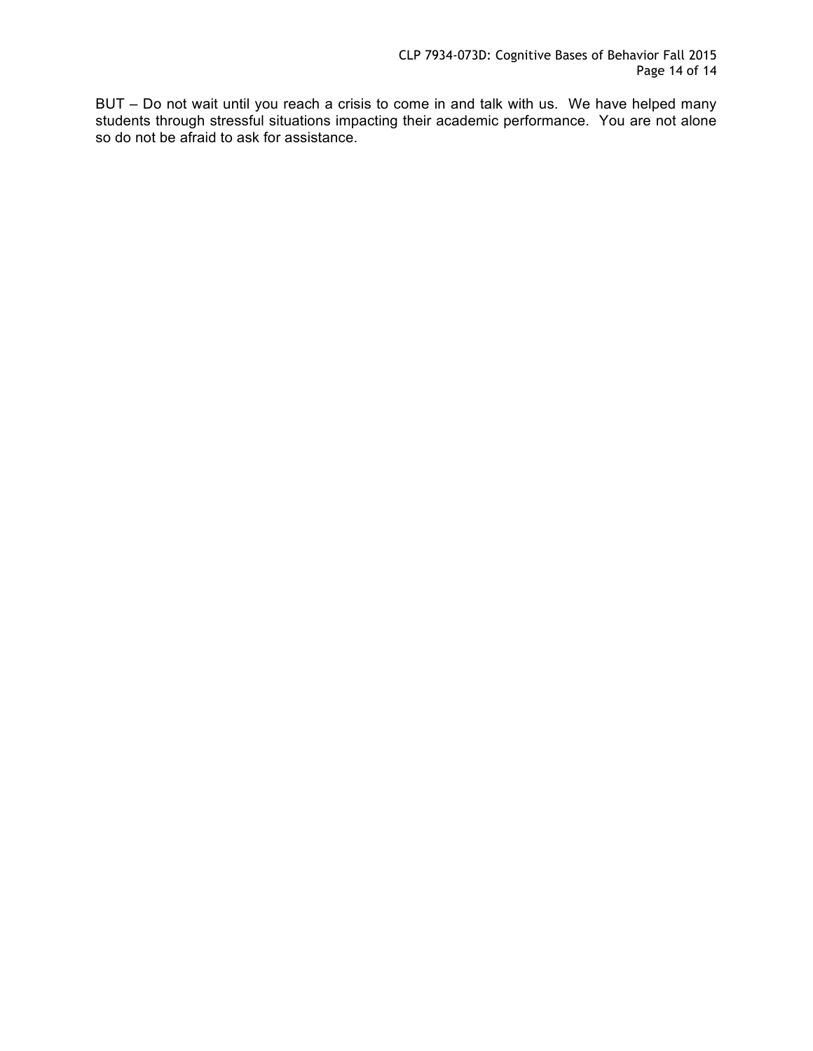BUT – Do not wait until you reach a crisis to come in and talk with us. We have helped many students through stressful situations impacting their academic performance. You are not alone so do not be afraid to ask for assistance.